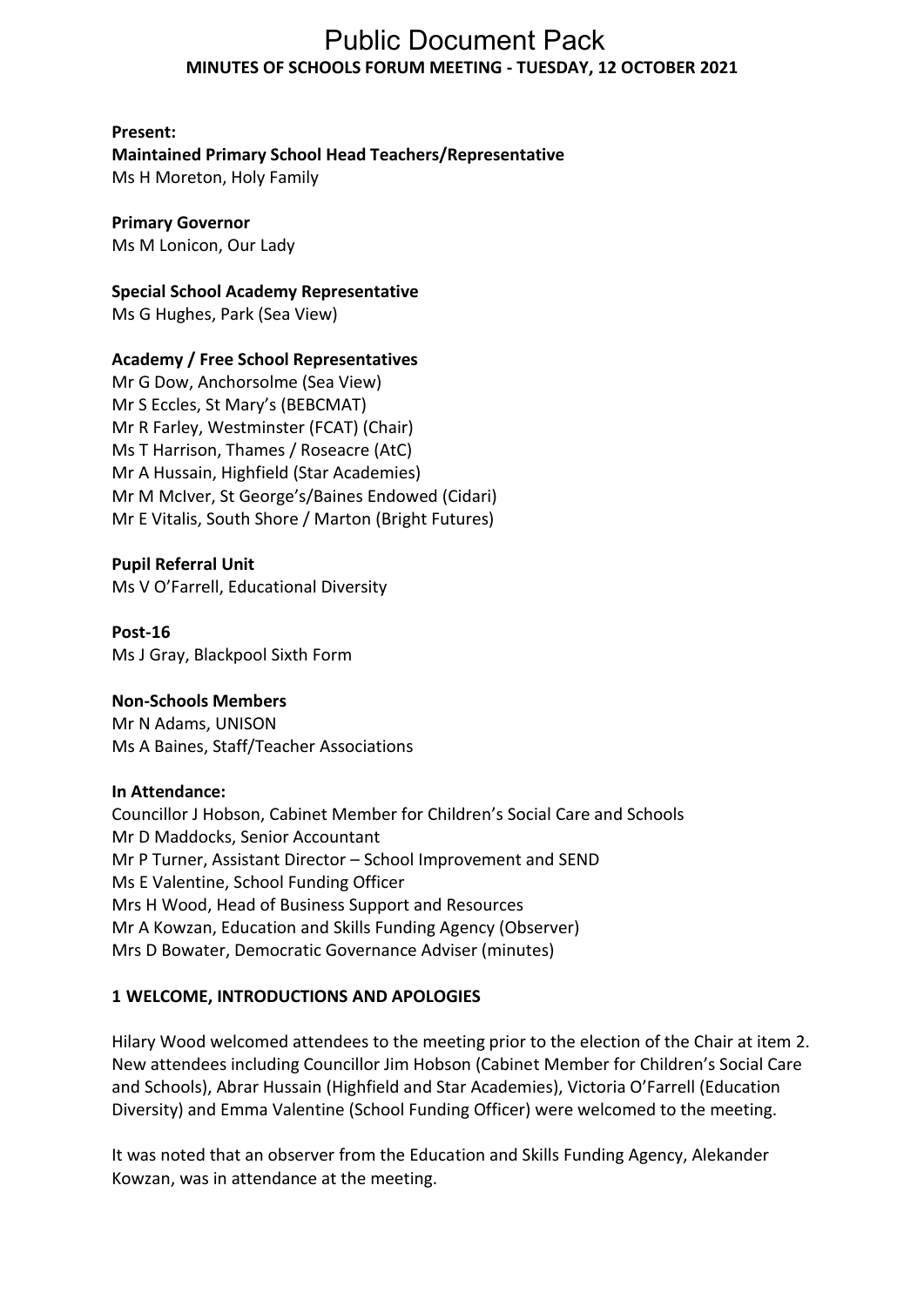# Public Document Pack

## MINUTES OF SCHOOLS FORUM MEETING - TUESDAY, 12 OCTOBER 2021

**Present:**

**Maintained Primary School Head Teachers/Representative**
Ms H Moreton, Holy Family

**Primary Governor**
Ms M Lonicon, Our Lady

**Special School Academy Representative**
Ms G Hughes, Park (Sea View)

**Academy / Free School Representatives**
Mr G Dow, Anchorsolme (Sea View)
Mr S Eccles, St Mary's (BEBCMAT)
Mr R Farley, Westminster (FCAT) (Chair)
Ms T Harrison, Thames / Roseacre (AtC)
Mr A Hussain, Highfield (Star Academies)
Mr M McIver, St George's/Baines Endowed (Cidari)
Mr E Vitalis, South Shore / Marton (Bright Futures)

**Pupil Referral Unit**
Ms V O'Farrell, Educational Diversity

**Post-16**
Ms J Gray, Blackpool Sixth Form

**Non-Schools Members**
Mr N Adams, UNISON
Ms A Baines, Staff/Teacher Associations

**In Attendance:**
Councillor J Hobson, Cabinet Member for Children's Social Care and Schools
Mr D Maddocks, Senior Accountant
Mr P Turner, Assistant Director – School Improvement and SEND
Ms E Valentine, School Funding Officer
Mrs H Wood, Head of Business Support and Resources
Mr A Kowzan, Education and Skills Funding Agency (Observer)
Mrs D Bowater, Democratic Governance Adviser (minutes)

### 1 WELCOME, INTRODUCTIONS AND APOLOGIES

Hilary Wood welcomed attendees to the meeting prior to the election of the Chair at item 2. New attendees including Councillor Jim Hobson (Cabinet Member for Children's Social Care and Schools), Abrar Hussain (Highfield and Star Academies), Victoria O'Farrell (Education Diversity) and Emma Valentine (School Funding Officer) were welcomed to the meeting.

It was noted that an observer from the Education and Skills Funding Agency, Alekander Kowzan, was in attendance at the meeting.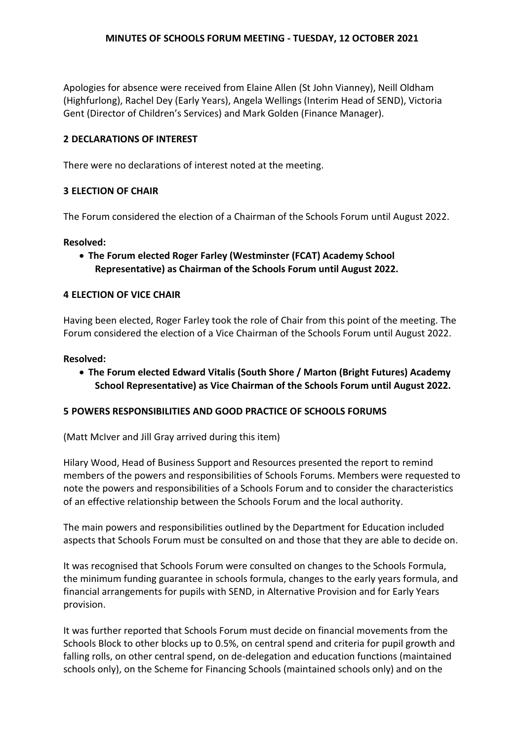Apologies for absence were received from Elaine Allen (St John Vianney), Neill Oldham (Highfurlong), Rachel Dey (Early Years), Angela Wellings (Interim Head of SEND), Victoria Gent (Director of Children's Services) and Mark Golden (Finance Manager).

## 2 DECLARATIONS OF INTEREST

There were no declarations of interest noted at the meeting.

## 3 ELECTION OF CHAIR

The Forum considered the election of a Chairman of the Schools Forum until August 2022.

**Resolved:**

- **The Forum elected Roger Farley (Westminster (FCAT) Academy School Representative) as Chairman of the Schools Forum until August 2022.**

## 4 ELECTION OF VICE CHAIR

Having been elected, Roger Farley took the role of Chair from this point of the meeting. The Forum considered the election of a Vice Chairman of the Schools Forum until August 2022.

**Resolved:**

- **The Forum elected Edward Vitalis (South Shore / Marton (Bright Futures) Academy School Representative) as Vice Chairman of the Schools Forum until August 2022.**

## 5 POWERS RESPONSIBILITIES AND GOOD PRACTICE OF SCHOOLS FORUMS

(Matt McIver and Jill Gray arrived during this item)

Hilary Wood, Head of Business Support and Resources presented the report to remind members of the powers and responsibilities of Schools Forums. Members were requested to note the powers and responsibilities of a Schools Forum and to consider the characteristics of an effective relationship between the Schools Forum and the local authority.

The main powers and responsibilities outlined by the Department for Education included aspects that Schools Forum must be consulted on and those that they are able to decide on.

It was recognised that Schools Forum were consulted on changes to the Schools Formula, the minimum funding guarantee in schools formula, changes to the early years formula, and financial arrangements for pupils with SEND, in Alternative Provision and for Early Years provision.

It was further reported that Schools Forum must decide on financial movements from the Schools Block to other blocks up to 0.5%, on central spend and criteria for pupil growth and falling rolls, on other central spend, on de-delegation and education functions (maintained schools only), on the Scheme for Financing Schools (maintained schools only) and on the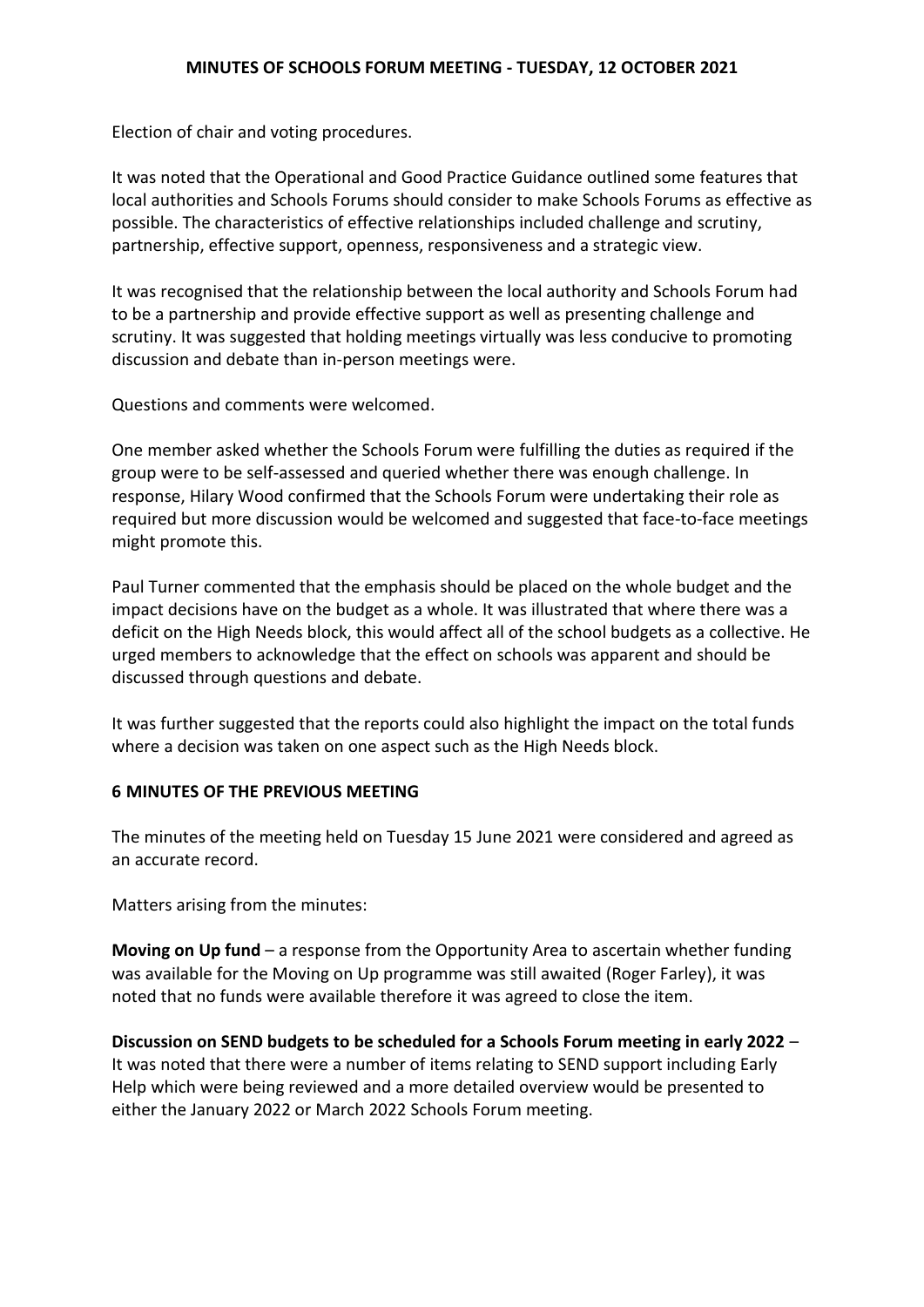Election of chair and voting procedures.

It was noted that the Operational and Good Practice Guidance outlined some features that local authorities and Schools Forums should consider to make Schools Forums as effective as possible. The characteristics of effective relationships included challenge and scrutiny, partnership, effective support, openness, responsiveness and a strategic view.

It was recognised that the relationship between the local authority and Schools Forum had to be a partnership and provide effective support as well as presenting challenge and scrutiny. It was suggested that holding meetings virtually was less conducive to promoting discussion and debate than in-person meetings were.

Questions and comments were welcomed.

One member asked whether the Schools Forum were fulfilling the duties as required if the group were to be self-assessed and queried whether there was enough challenge. In response, Hilary Wood confirmed that the Schools Forum were undertaking their role as required but more discussion would be welcomed and suggested that face-to-face meetings might promote this.

Paul Turner commented that the emphasis should be placed on the whole budget and the impact decisions have on the budget as a whole. It was illustrated that where there was a deficit on the High Needs block, this would affect all of the school budgets as a collective. He urged members to acknowledge that the effect on schools was apparent and should be discussed through questions and debate.

It was further suggested that the reports could also highlight the impact on the total funds where a decision was taken on one aspect such as the High Needs block.

## 6 MINUTES OF THE PREVIOUS MEETING

The minutes of the meeting held on Tuesday 15 June 2021 were considered and agreed as an accurate record.

Matters arising from the minutes:

**Moving on Up fund** – a response from the Opportunity Area to ascertain whether funding was available for the Moving on Up programme was still awaited (Roger Farley), it was noted that no funds were available therefore it was agreed to close the item.

**Discussion on SEND budgets to be scheduled for a Schools Forum meeting in early 2022** – It was noted that there were a number of items relating to SEND support including Early Help which were being reviewed and a more detailed overview would be presented to either the January 2022 or March 2022 Schools Forum meeting.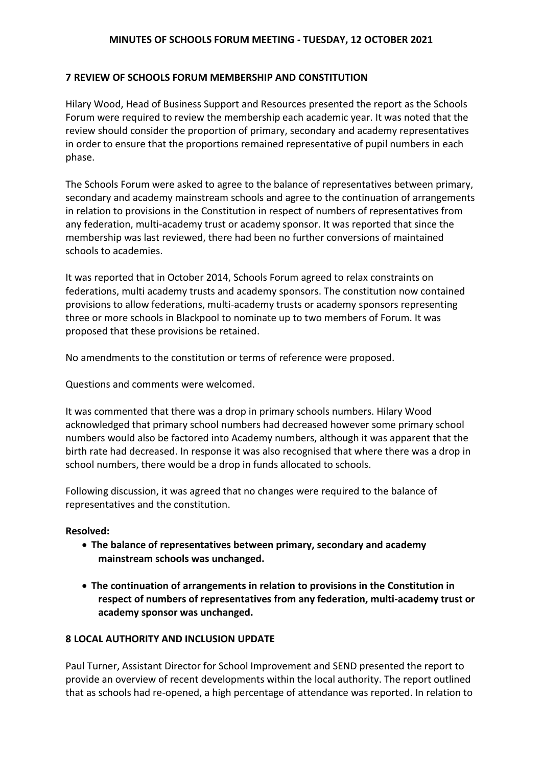## 7 REVIEW OF SCHOOLS FORUM MEMBERSHIP AND CONSTITUTION

Hilary Wood, Head of Business Support and Resources presented the report as the Schools Forum were required to review the membership each academic year. It was noted that the review should consider the proportion of primary, secondary and academy representatives in order to ensure that the proportions remained representative of pupil numbers in each phase.

The Schools Forum were asked to agree to the balance of representatives between primary, secondary and academy mainstream schools and agree to the continuation of arrangements in relation to provisions in the Constitution in respect of numbers of representatives from any federation, multi-academy trust or academy sponsor. It was reported that since the membership was last reviewed, there had been no further conversions of maintained schools to academies.

It was reported that in October 2014, Schools Forum agreed to relax constraints on federations, multi academy trusts and academy sponsors. The constitution now contained provisions to allow federations, multi-academy trusts or academy sponsors representing three or more schools in Blackpool to nominate up to two members of Forum. It was proposed that these provisions be retained.

No amendments to the constitution or terms of reference were proposed.

Questions and comments were welcomed.

It was commented that there was a drop in primary schools numbers. Hilary Wood acknowledged that primary school numbers had decreased however some primary school numbers would also be factored into Academy numbers, although it was apparent that the birth rate had decreased. In response it was also recognised that where there was a drop in school numbers, there would be a drop in funds allocated to schools.

Following discussion, it was agreed that no changes were required to the balance of representatives and the constitution.

**Resolved:**

- **The balance of representatives between primary, secondary and academy mainstream schools was unchanged.**
- **The continuation of arrangements in relation to provisions in the Constitution in respect of numbers of representatives from any federation, multi-academy trust or academy sponsor was unchanged.**

## 8 LOCAL AUTHORITY AND INCLUSION UPDATE

Paul Turner, Assistant Director for School Improvement and SEND presented the report to provide an overview of recent developments within the local authority. The report outlined that as schools had re-opened, a high percentage of attendance was reported. In relation to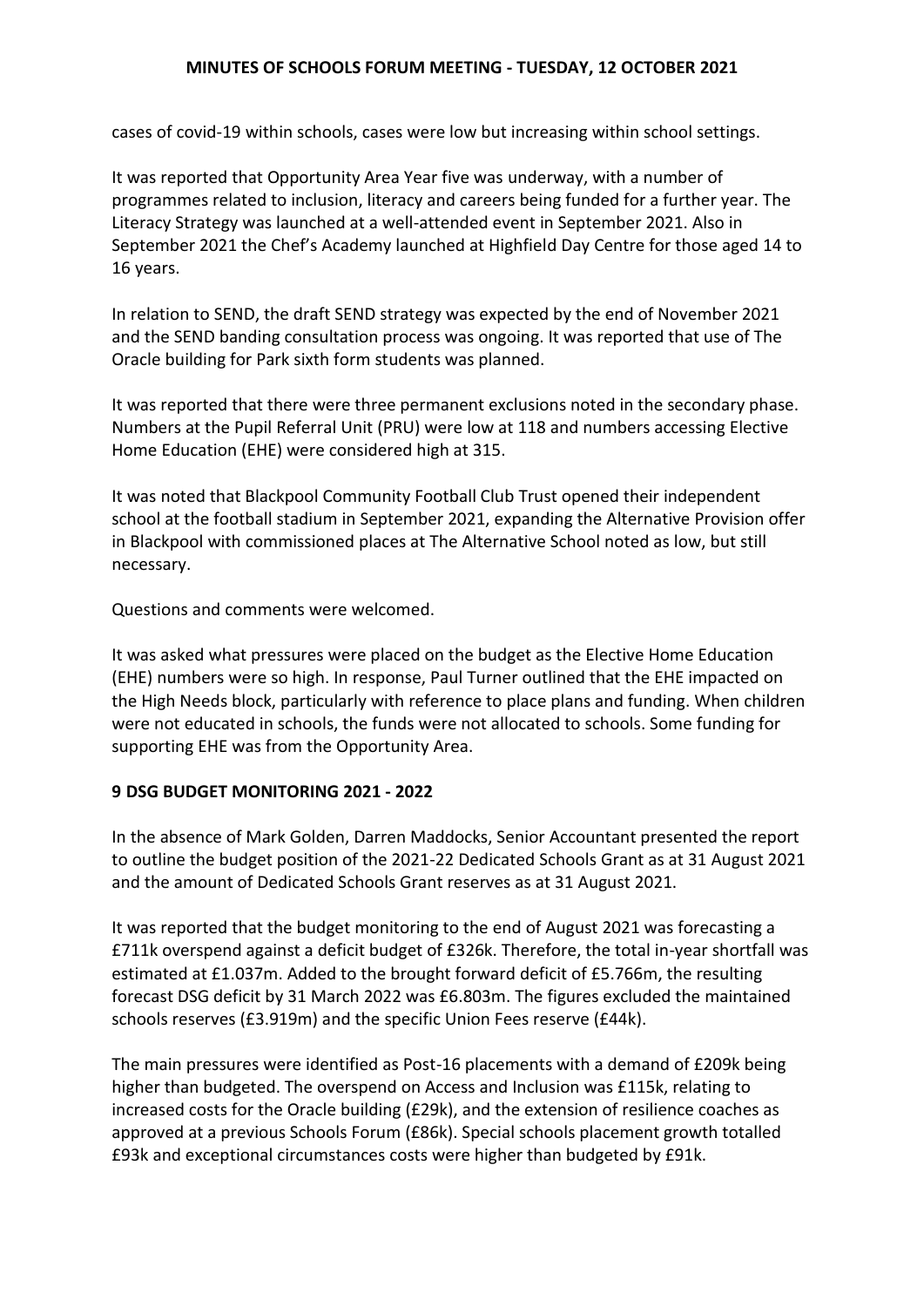cases of covid-19 within schools, cases were low but increasing within school settings.

It was reported that Opportunity Area Year five was underway, with a number of programmes related to inclusion, literacy and careers being funded for a further year. The Literacy Strategy was launched at a well-attended event in September 2021. Also in September 2021 the Chef's Academy launched at Highfield Day Centre for those aged 14 to 16 years.

In relation to SEND, the draft SEND strategy was expected by the end of November 2021 and the SEND banding consultation process was ongoing. It was reported that use of The Oracle building for Park sixth form students was planned.

It was reported that there were three permanent exclusions noted in the secondary phase. Numbers at the Pupil Referral Unit (PRU) were low at 118 and numbers accessing Elective Home Education (EHE) were considered high at 315.

It was noted that Blackpool Community Football Club Trust opened their independent school at the football stadium in September 2021, expanding the Alternative Provision offer in Blackpool with commissioned places at The Alternative School noted as low, but still necessary.

Questions and comments were welcomed.

It was asked what pressures were placed on the budget as the Elective Home Education (EHE) numbers were so high. In response, Paul Turner outlined that the EHE impacted on the High Needs block, particularly with reference to place plans and funding. When children were not educated in schools, the funds were not allocated to schools. Some funding for supporting EHE was from the Opportunity Area.

## 9 DSG BUDGET MONITORING 2021 - 2022

In the absence of Mark Golden, Darren Maddocks, Senior Accountant presented the report to outline the budget position of the 2021-22 Dedicated Schools Grant as at 31 August 2021 and the amount of Dedicated Schools Grant reserves as at 31 August 2021.

It was reported that the budget monitoring to the end of August 2021 was forecasting a £711k overspend against a deficit budget of £326k. Therefore, the total in-year shortfall was estimated at £1.037m. Added to the brought forward deficit of £5.766m, the resulting forecast DSG deficit by 31 March 2022 was £6.803m. The figures excluded the maintained schools reserves (£3.919m) and the specific Union Fees reserve (£44k).

The main pressures were identified as Post-16 placements with a demand of £209k being higher than budgeted. The overspend on Access and Inclusion was £115k, relating to increased costs for the Oracle building (£29k), and the extension of resilience coaches as approved at a previous Schools Forum (£86k). Special schools placement growth totalled £93k and exceptional circumstances costs were higher than budgeted by £91k.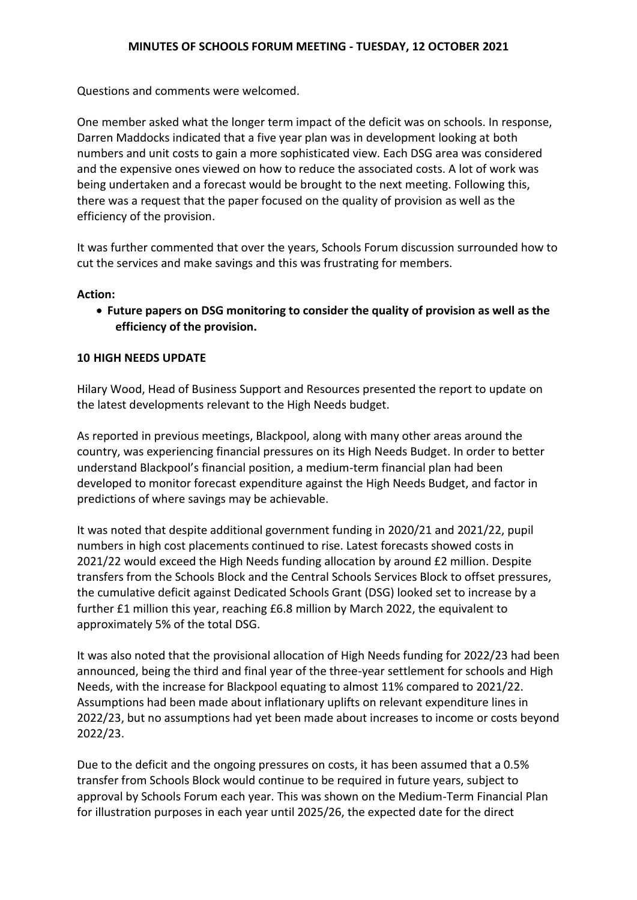Questions and comments were welcomed.

One member asked what the longer term impact of the deficit was on schools. In response, Darren Maddocks indicated that a five year plan was in development looking at both numbers and unit costs to gain a more sophisticated view. Each DSG area was considered and the expensive ones viewed on how to reduce the associated costs. A lot of work was being undertaken and a forecast would be brought to the next meeting. Following this, there was a request that the paper focused on the quality of provision as well as the efficiency of the provision.

It was further commented that over the years, Schools Forum discussion surrounded how to cut the services and make savings and this was frustrating for members.

**Action:**

- **Future papers on DSG monitoring to consider the quality of provision as well as the efficiency of the provision.**

**10 HIGH NEEDS UPDATE**

Hilary Wood, Head of Business Support and Resources presented the report to update on the latest developments relevant to the High Needs budget.

As reported in previous meetings, Blackpool, along with many other areas around the country, was experiencing financial pressures on its High Needs Budget. In order to better understand Blackpool's financial position, a medium-term financial plan had been developed to monitor forecast expenditure against the High Needs Budget, and factor in predictions of where savings may be achievable.

It was noted that despite additional government funding in 2020/21 and 2021/22, pupil numbers in high cost placements continued to rise. Latest forecasts showed costs in 2021/22 would exceed the High Needs funding allocation by around £2 million. Despite transfers from the Schools Block and the Central Schools Services Block to offset pressures, the cumulative deficit against Dedicated Schools Grant (DSG) looked set to increase by a further £1 million this year, reaching £6.8 million by March 2022, the equivalent to approximately 5% of the total DSG.

It was also noted that the provisional allocation of High Needs funding for 2022/23 had been announced, being the third and final year of the three-year settlement for schools and High Needs, with the increase for Blackpool equating to almost 11% compared to 2021/22. Assumptions had been made about inflationary uplifts on relevant expenditure lines in 2022/23, but no assumptions had yet been made about increases to income or costs beyond 2022/23.

Due to the deficit and the ongoing pressures on costs, it has been assumed that a 0.5% transfer from Schools Block would continue to be required in future years, subject to approval by Schools Forum each year. This was shown on the Medium-Term Financial Plan for illustration purposes in each year until 2025/26, the expected date for the direct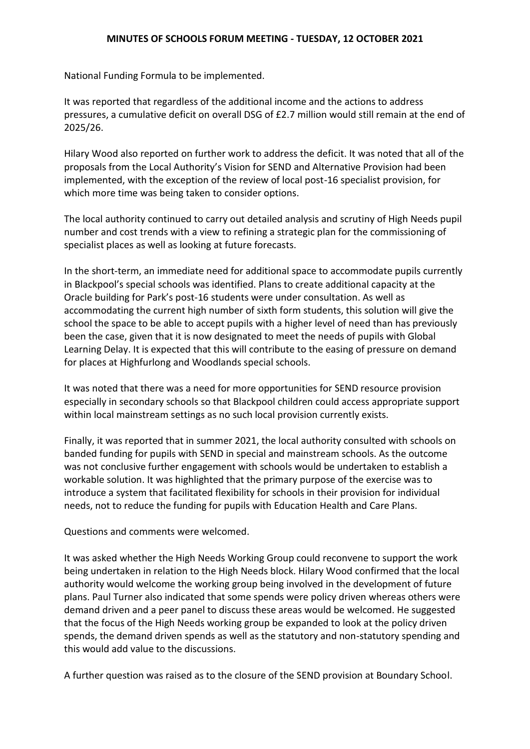National Funding Formula to be implemented.

It was reported that regardless of the additional income and the actions to address pressures, a cumulative deficit on overall DSG of £2.7 million would still remain at the end of 2025/26.

Hilary Wood also reported on further work to address the deficit. It was noted that all of the proposals from the Local Authority's Vision for SEND and Alternative Provision had been implemented, with the exception of the review of local post-16 specialist provision, for which more time was being taken to consider options.

The local authority continued to carry out detailed analysis and scrutiny of High Needs pupil number and cost trends with a view to refining a strategic plan for the commissioning of specialist places as well as looking at future forecasts.

In the short-term, an immediate need for additional space to accommodate pupils currently in Blackpool's special schools was identified. Plans to create additional capacity at the Oracle building for Park's post-16 students were under consultation. As well as accommodating the current high number of sixth form students, this solution will give the school the space to be able to accept pupils with a higher level of need than has previously been the case, given that it is now designated to meet the needs of pupils with Global Learning Delay. It is expected that this will contribute to the easing of pressure on demand for places at Highfurlong and Woodlands special schools.

It was noted that there was a need for more opportunities for SEND resource provision especially in secondary schools so that Blackpool children could access appropriate support within local mainstream settings as no such local provision currently exists.

Finally, it was reported that in summer 2021, the local authority consulted with schools on banded funding for pupils with SEND in special and mainstream schools. As the outcome was not conclusive further engagement with schools would be undertaken to establish a workable solution. It was highlighted that the primary purpose of the exercise was to introduce a system that facilitated flexibility for schools in their provision for individual needs, not to reduce the funding for pupils with Education Health and Care Plans.

Questions and comments were welcomed.

It was asked whether the High Needs Working Group could reconvene to support the work being undertaken in relation to the High Needs block. Hilary Wood confirmed that the local authority would welcome the working group being involved in the development of future plans. Paul Turner also indicated that some spends were policy driven whereas others were demand driven and a peer panel to discuss these areas would be welcomed. He suggested that the focus of the High Needs working group be expanded to look at the policy driven spends, the demand driven spends as well as the statutory and non-statutory spending and this would add value to the discussions.

A further question was raised as to the closure of the SEND provision at Boundary School.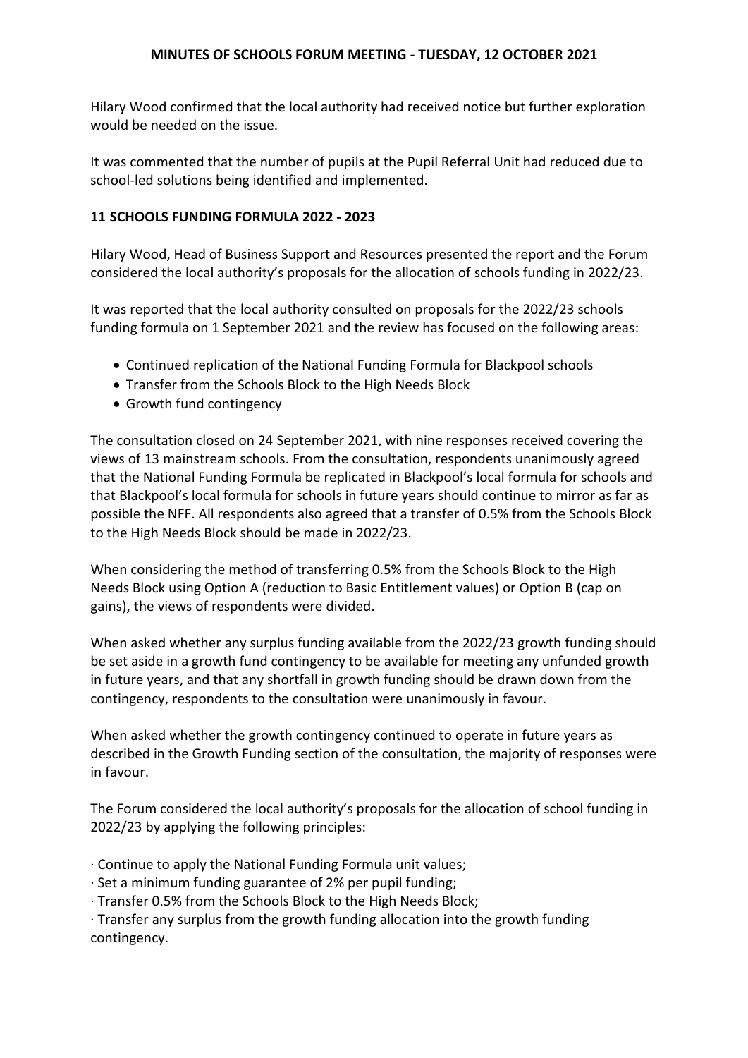Hilary Wood confirmed that the local authority had received notice but further exploration would be needed on the issue.

It was commented that the number of pupils at the Pupil Referral Unit had reduced due to school-led solutions being identified and implemented.

## 11 SCHOOLS FUNDING FORMULA 2022 - 2023

Hilary Wood, Head of Business Support and Resources presented the report and the Forum considered the local authority's proposals for the allocation of schools funding in 2022/23.

It was reported that the local authority consulted on proposals for the 2022/23 schools funding formula on 1 September 2021 and the review has focused on the following areas:

- Continued replication of the National Funding Formula for Blackpool schools
- Transfer from the Schools Block to the High Needs Block
- Growth fund contingency

The consultation closed on 24 September 2021, with nine responses received covering the views of 13 mainstream schools. From the consultation, respondents unanimously agreed that the National Funding Formula be replicated in Blackpool's local formula for schools and that Blackpool's local formula for schools in future years should continue to mirror as far as possible the NFF. All respondents also agreed that a transfer of 0.5% from the Schools Block to the High Needs Block should be made in 2022/23.

When considering the method of transferring 0.5% from the Schools Block to the High Needs Block using Option A (reduction to Basic Entitlement values) or Option B (cap on gains), the views of respondents were divided.

When asked whether any surplus funding available from the 2022/23 growth funding should be set aside in a growth fund contingency to be available for meeting any unfunded growth in future years, and that any shortfall in growth funding should be drawn down from the contingency, respondents to the consultation were unanimously in favour.

When asked whether the growth contingency continued to operate in future years as described in the Growth Funding section of the consultation, the majority of responses were in favour.

The Forum considered the local authority's proposals for the allocation of school funding in 2022/23 by applying the following principles:

· Continue to apply the National Funding Formula unit values;
· Set a minimum funding guarantee of 2% per pupil funding;
· Transfer 0.5% from the Schools Block to the High Needs Block;
· Transfer any surplus from the growth funding allocation into the growth funding contingency.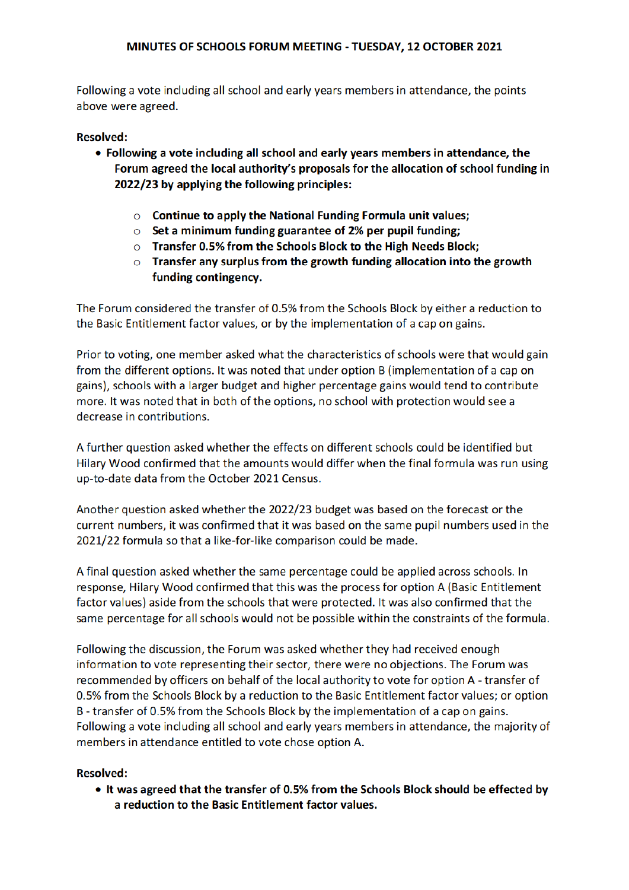Following a vote including all school and early years members in attendance, the points above were agreed.

**Resolved:**

- **Following a vote including all school and early years members in attendance, the Forum agreed the local authority's proposals for the allocation of school funding in 2022/23 by applying the following principles:**
    - **Continue to apply the National Funding Formula unit values;**
    - **Set a minimum funding guarantee of 2% per pupil funding;**
    - **Transfer 0.5% from the Schools Block to the High Needs Block;**
    - **Transfer any surplus from the growth funding allocation into the growth funding contingency.**

The Forum considered the transfer of 0.5% from the Schools Block by either a reduction to the Basic Entitlement factor values, or by the implementation of a cap on gains.

Prior to voting, one member asked what the characteristics of schools were that would gain from the different options. It was noted that under option B (implementation of a cap on gains), schools with a larger budget and higher percentage gains would tend to contribute more. It was noted that in both of the options, no school with protection would see a decrease in contributions.

A further question asked whether the effects on different schools could be identified but Hilary Wood confirmed that the amounts would differ when the final formula was run using up-to-date data from the October 2021 Census.

Another question asked whether the 2022/23 budget was based on the forecast or the current numbers, it was confirmed that it was based on the same pupil numbers used in the 2021/22 formula so that a like-for-like comparison could be made.

A final question asked whether the same percentage could be applied across schools. In response, Hilary Wood confirmed that this was the process for option A (Basic Entitlement factor values) aside from the schools that were protected. It was also confirmed that the same percentage for all schools would not be possible within the constraints of the formula.

Following the discussion, the Forum was asked whether they had received enough information to vote representing their sector, there were no objections. The Forum was recommended by officers on behalf of the local authority to vote for option A - transfer of 0.5% from the Schools Block by a reduction to the Basic Entitlement factor values; or option B - transfer of 0.5% from the Schools Block by the implementation of a cap on gains. Following a vote including all school and early years members in attendance, the majority of members in attendance entitled to vote chose option A.

**Resolved:**

- **It was agreed that the transfer of 0.5% from the Schools Block should be effected by a reduction to the Basic Entitlement factor values.**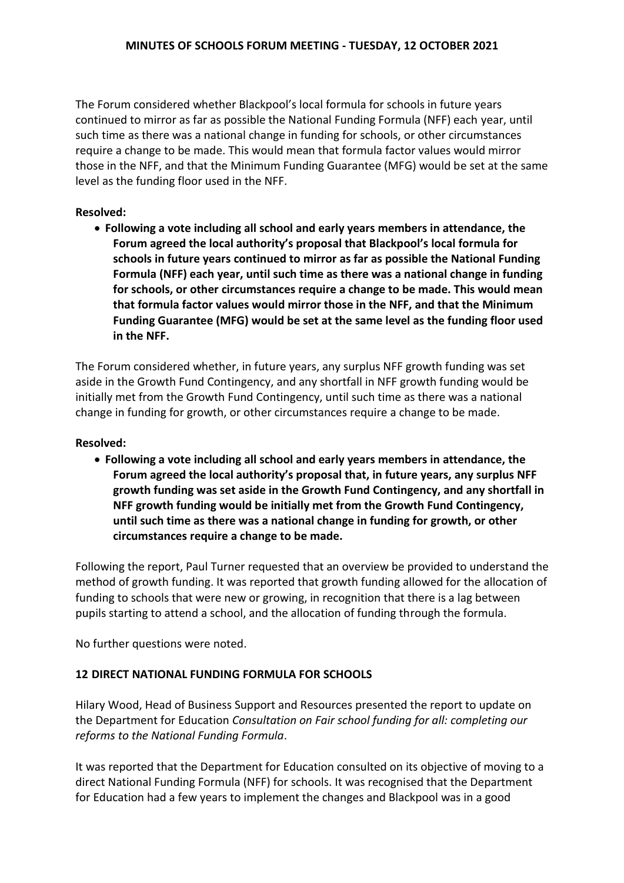The Forum considered whether Blackpool's local formula for schools in future years continued to mirror as far as possible the National Funding Formula (NFF) each year, until such time as there was a national change in funding for schools, or other circumstances require a change to be made. This would mean that formula factor values would mirror those in the NFF, and that the Minimum Funding Guarantee (MFG) would be set at the same level as the funding floor used in the NFF.

**Resolved:**

- **Following a vote including all school and early years members in attendance, the Forum agreed the local authority's proposal that Blackpool's local formula for schools in future years continued to mirror as far as possible the National Funding Formula (NFF) each year, until such time as there was a national change in funding for schools, or other circumstances require a change to be made. This would mean that formula factor values would mirror those in the NFF, and that the Minimum Funding Guarantee (MFG) would be set at the same level as the funding floor used in the NFF.**

The Forum considered whether, in future years, any surplus NFF growth funding was set aside in the Growth Fund Contingency, and any shortfall in NFF growth funding would be initially met from the Growth Fund Contingency, until such time as there was a national change in funding for growth, or other circumstances require a change to be made.

**Resolved:**

- **Following a vote including all school and early years members in attendance, the Forum agreed the local authority's proposal that, in future years, any surplus NFF growth funding was set aside in the Growth Fund Contingency, and any shortfall in NFF growth funding would be initially met from the Growth Fund Contingency, until such time as there was a national change in funding for growth, or other circumstances require a change to be made.**

Following the report, Paul Turner requested that an overview be provided to understand the method of growth funding. It was reported that growth funding allowed for the allocation of funding to schools that were new or growing, in recognition that there is a lag between pupils starting to attend a school, and the allocation of funding through the formula.

No further questions were noted.

**12 DIRECT NATIONAL FUNDING FORMULA FOR SCHOOLS**

Hilary Wood, Head of Business Support and Resources presented the report to update on the Department for Education *Consultation on Fair school funding for all: completing our reforms to the National Funding Formula*.

It was reported that the Department for Education consulted on its objective of moving to a direct National Funding Formula (NFF) for schools. It was recognised that the Department for Education had a few years to implement the changes and Blackpool was in a good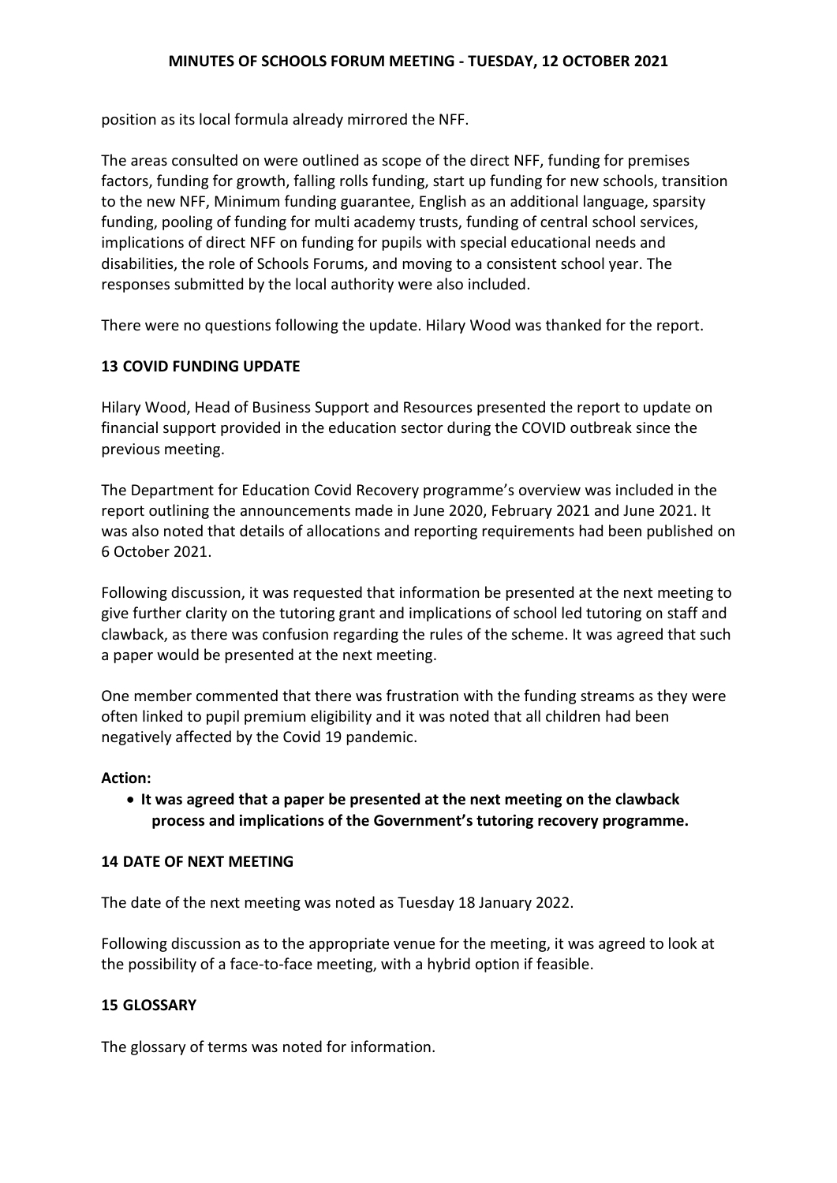position as its local formula already mirrored the NFF.

The areas consulted on were outlined as scope of the direct NFF, funding for premises factors, funding for growth, falling rolls funding, start up funding for new schools, transition to the new NFF, Minimum funding guarantee, English as an additional language, sparsity funding, pooling of funding for multi academy trusts, funding of central school services, implications of direct NFF on funding for pupils with special educational needs and disabilities, the role of Schools Forums, and moving to a consistent school year. The responses submitted by the local authority were also included.

There were no questions following the update. Hilary Wood was thanked for the report.

## 13 COVID FUNDING UPDATE

Hilary Wood, Head of Business Support and Resources presented the report to update on financial support provided in the education sector during the COVID outbreak since the previous meeting.

The Department for Education Covid Recovery programme's overview was included in the report outlining the announcements made in June 2020, February 2021 and June 2021. It was also noted that details of allocations and reporting requirements had been published on 6 October 2021.

Following discussion, it was requested that information be presented at the next meeting to give further clarity on the tutoring grant and implications of school led tutoring on staff and clawback, as there was confusion regarding the rules of the scheme. It was agreed that such a paper would be presented at the next meeting.

One member commented that there was frustration with the funding streams as they were often linked to pupil premium eligibility and it was noted that all children had been negatively affected by the Covid 19 pandemic.

**Action:**

- **It was agreed that a paper be presented at the next meeting on the clawback process and implications of the Government's tutoring recovery programme.**

## 14 DATE OF NEXT MEETING

The date of the next meeting was noted as Tuesday 18 January 2022.

Following discussion as to the appropriate venue for the meeting, it was agreed to look at the possibility of a face-to-face meeting, with a hybrid option if feasible.

## 15 GLOSSARY

The glossary of terms was noted for information.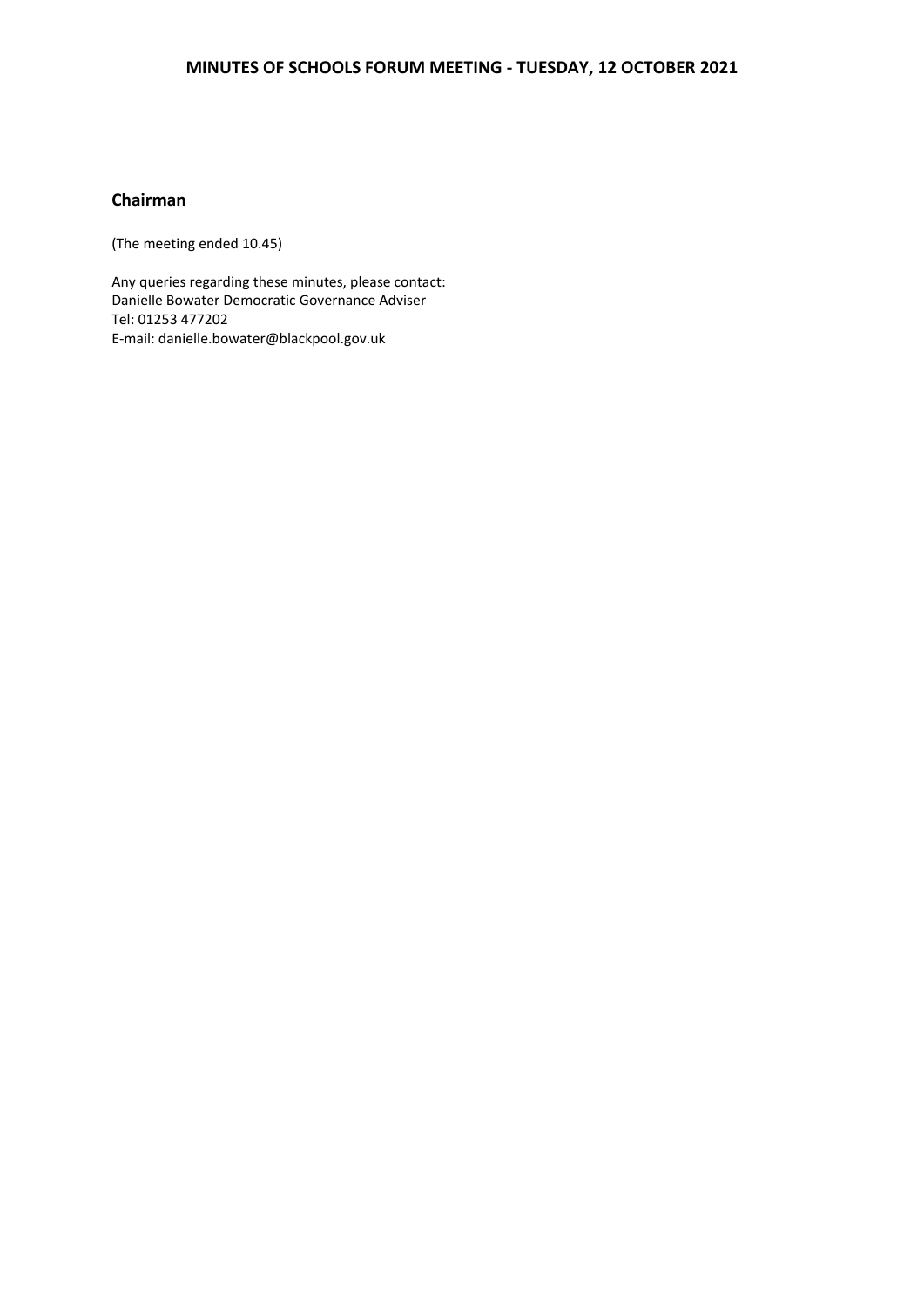**Chairman**

(The meeting ended 10.45)

Any queries regarding these minutes, please contact:
Danielle Bowater Democratic Governance Adviser
Tel: 01253 477202
E-mail: danielle.bowater@blackpool.gov.uk